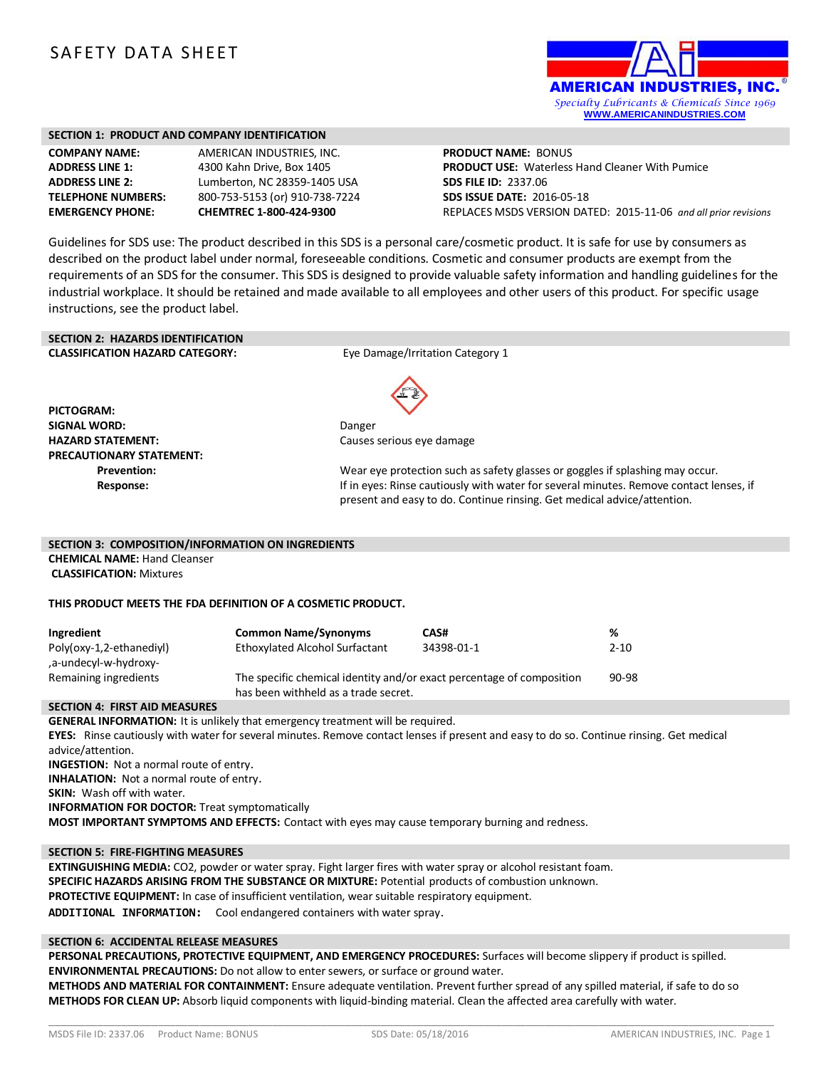# SAFETY DATA SHEET

**AMERICAN INDUSTRIES, INC.**
*Specialty Lubricants & Chemicals Since 1969*
WWW.AMERICANINDUSTRIES.COM

## SECTION 1: PRODUCT AND COMPANY IDENTIFICATION

**COMPANY NAME:** AMERICAN INDUSTRIES, INC.
**ADDRESS LINE 1:** 4300 Kahn Drive, Box 1405
**ADDRESS LINE 2:** Lumberton, NC 28359-1405 USA
**TELEPHONE NUMBERS:** 800-753-5153 (or) 910-738-7224
**EMERGENCY PHONE:** **CHEMTREC 1-800-424-9300**

**PRODUCT NAME:** BONUS
**PRODUCT USE:** Waterless Hand Cleaner With Pumice
**SDS FILE ID:** 2337.06
**SDS ISSUE DATE:** 2016-05-18
REPLACES MSDS VERSION DATED: 2015-11-06 *and all prior revisions*

Guidelines for SDS use: The product described in this SDS is a personal care/cosmetic product. It is safe for use by consumers as described on the product label under normal, foreseeable conditions. Cosmetic and consumer products are exempt from the requirements of an SDS for the consumer. This SDS is designed to provide valuable safety information and handling guidelines for the industrial workplace. It should be retained and made available to all employees and other users of this product. For specific usage instructions, see the product label.

## SECTION 2: HAZARDS IDENTIFICATION

**CLASSIFICATION HAZARD CATEGORY:** Eye Damage/Irritation Category 1

**PICTOGRAM:**

**SIGNAL WORD:** Danger

**HAZARD STATEMENT:** Causes serious eye damage

**PRECAUTIONARY STATEMENT:**

- **Prevention:** Wear eye protection such as safety glasses or goggles if splashing may occur.
- **Response:** If in eyes: Rinse cautiously with water for several minutes. Remove contact lenses, if present and easy to do. Continue rinsing. Get medical advice/attention.

## SECTION 3: COMPOSITION/INFORMATION ON INGREDIENTS

**CHEMICAL NAME:** Hand Cleanser
**CLASSIFICATION:** Mixtures

**THIS PRODUCT MEETS THE FDA DEFINITION OF A COSMETIC PRODUCT.**

| Ingredient | Common Name/Synonyms | CAS# | % |
|---|---|---|---|
| Poly(oxy-1,2-ethanediyl) ,a-undecyl-w-hydroxy- | Ethoxylated Alcohol Surfactant | 34398-01-1 | 2-10 |
| Remaining ingredients | The specific chemical identity and/or exact percentage of composition has been withheld as a trade secret. | | 90-98 |

## SECTION 4: FIRST AID MEASURES

**GENERAL INFORMATION:** It is unlikely that emergency treatment will be required.
**EYES:** Rinse cautiously with water for several minutes. Remove contact lenses if present and easy to do so. Continue rinsing. Get medical advice/attention.
**INGESTION:** Not a normal route of entry.
**INHALATION:** Not a normal route of entry.
**SKIN:** Wash off with water.
**INFORMATION FOR DOCTOR:** Treat symptomatically
**MOST IMPORTANT SYMPTOMS AND EFFECTS:** Contact with eyes may cause temporary burning and redness.

## SECTION 5: FIRE-FIGHTING MEASURES

**EXTINGUISHING MEDIA:** CO2, powder or water spray. Fight larger fires with water spray or alcohol resistant foam.
**SPECIFIC HAZARDS ARISING FROM THE SUBSTANCE OR MIXTURE:** Potential products of combustion unknown.
**PROTECTIVE EQUIPMENT:** In case of insufficient ventilation, wear suitable respiratory equipment.
**ADDITIONAL INFORMATION:** Cool endangered containers with water spray.

## SECTION 6: ACCIDENTAL RELEASE MEASURES

**PERSONAL PRECAUTIONS, PROTECTIVE EQUIPMENT, AND EMERGENCY PROCEDURES:** Surfaces will become slippery if product is spilled.
**ENVIRONMENTAL PRECAUTIONS:** Do not allow to enter sewers, or surface or ground water.
**METHODS AND MATERIAL FOR CONTAINMENT:** Ensure adequate ventilation. Prevent further spread of any spilled material, if safe to do so
**METHODS FOR CLEAN UP:** Absorb liquid components with liquid-binding material. Clean the affected area carefully with water.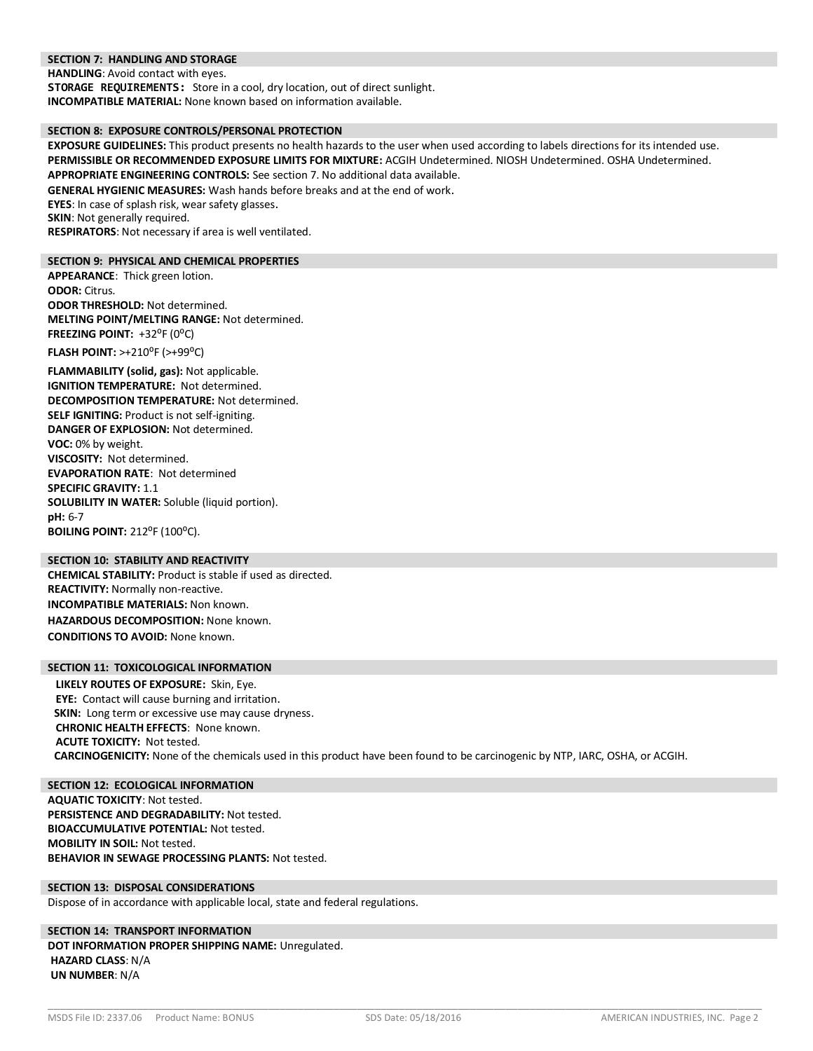## SECTION 7: HANDLING AND STORAGE

**HANDLING**: Avoid contact with eyes.
**STORAGE REQUIREMENTS:** Store in a cool, dry location, out of direct sunlight.
**INCOMPATIBLE MATERIAL:** None known based on information available.

## SECTION 8: EXPOSURE CONTROLS/PERSONAL PROTECTION

**EXPOSURE GUIDELINES:** This product presents no health hazards to the user when used according to labels directions for its intended use.
**PERMISSIBLE OR RECOMMENDED EXPOSURE LIMITS FOR MIXTURE:** ACGIH Undetermined. NIOSH Undetermined. OSHA Undetermined.
**APPROPRIATE ENGINEERING CONTROLS:** See section 7. No additional data available.
**GENERAL HYGIENIC MEASURES:** Wash hands before breaks and at the end of work.
**EYES**: In case of splash risk, wear safety glasses.
**SKIN**: Not generally required.
**RESPIRATORS**: Not necessary if area is well ventilated.

## SECTION 9: PHYSICAL AND CHEMICAL PROPERTIES

**APPEARANCE**: Thick green lotion.
**ODOR:** Citrus.
**ODOR THRESHOLD:** Not determined.
**MELTING POINT/MELTING RANGE:** Not determined.
**FREEZING POINT:** +32°F (0°C)
**FLASH POINT:** >+210°F (>+99°C)
**FLAMMABILITY (solid, gas):** Not applicable.
**IGNITION TEMPERATURE:** Not determined.
**DECOMPOSITION TEMPERATURE:** Not determined.
**SELF IGNITING:** Product is not self-igniting.
**DANGER OF EXPLOSION:** Not determined.
**VOC:** 0% by weight.
**VISCOSITY:** Not determined.
**EVAPORATION RATE**: Not determined
**SPECIFIC GRAVITY:** 1.1
**SOLUBILITY IN WATER:** Soluble (liquid portion).
**pH:** 6-7
**BOILING POINT:** 212°F (100°C).

## SECTION 10: STABILITY AND REACTIVITY

**CHEMICAL STABILITY:** Product is stable if used as directed.
**REACTIVITY:** Normally non-reactive.
**INCOMPATIBLE MATERIALS:** Non known.
**HAZARDOUS DECOMPOSITION:** None known.
**CONDITIONS TO AVOID:** None known.

## SECTION 11: TOXICOLOGICAL INFORMATION

**LIKELY ROUTES OF EXPOSURE:** Skin, Eye.
**EYE:** Contact will cause burning and irritation.
**SKIN:** Long term or excessive use may cause dryness.
**CHRONIC HEALTH EFFECTS**: None known.
**ACUTE TOXICITY:** Not tested.
**CARCINOGENICITY:** None of the chemicals used in this product have been found to be carcinogenic by NTP, IARC, OSHA, or ACGIH.

## SECTION 12: ECOLOGICAL INFORMATION

**AQUATIC TOXICITY**: Not tested.
**PERSISTENCE AND DEGRADABILITY:** Not tested.
**BIOACCUMULATIVE POTENTIAL:** Not tested.
**MOBILITY IN SOIL:** Not tested.
**BEHAVIOR IN SEWAGE PROCESSING PLANTS:** Not tested.

## SECTION 13: DISPOSAL CONSIDERATIONS

Dispose of in accordance with applicable local, state and federal regulations.

## SECTION 14: TRANSPORT INFORMATION

**DOT INFORMATION PROPER SHIPPING NAME:** Unregulated.
**HAZARD CLASS**: N/A
**UN NUMBER**: N/A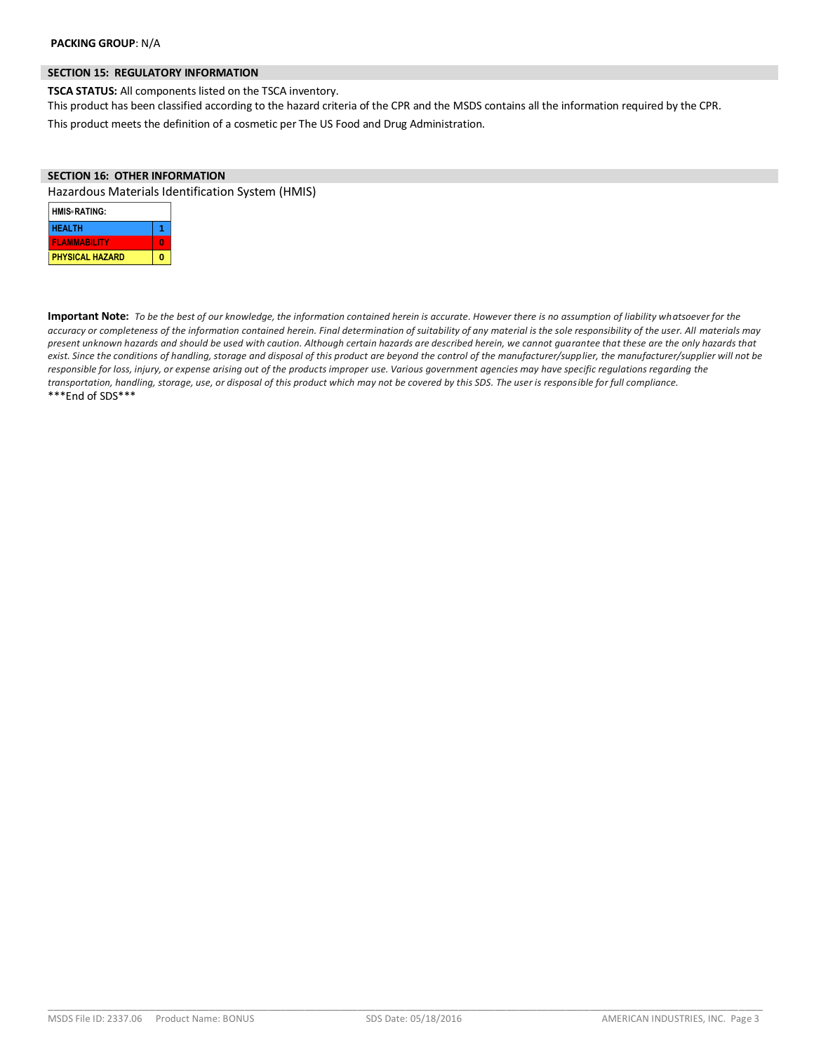**PACKING GROUP**: N/A

## SECTION 15: REGULATORY INFORMATION

**TSCA STATUS:** All components listed on the TSCA inventory.

This product has been classified according to the hazard criteria of the CPR and the MSDS contains all the information required by the CPR.

This product meets the definition of a cosmetic per The US Food and Drug Administration.

## SECTION 16: OTHER INFORMATION

Hazardous Materials Identification System (HMIS)

| HMIS® RATING: | |
|---|---|
| HEALTH | 1 |
| FLAMMABILITY | 0 |
| PHYSICAL HAZARD | 0 |

**Important Note:** *To be the best of our knowledge, the information contained herein is accurate. However there is no assumption of liability whatsoever for the accuracy or completeness of the information contained herein. Final determination of suitability of any material is the sole responsibility of the user. All materials may present unknown hazards and should be used with caution. Although certain hazards are described herein, we cannot guarantee that these are the only hazards that exist. Since the conditions of handling, storage and disposal of this product are beyond the control of the manufacturer/supplier, the manufacturer/supplier will not be responsible for loss, injury, or expense arising out of the products improper use. Various government agencies may have specific regulations regarding the transportation, handling, storage, use, or disposal of this product which may not be covered by this SDS. The user is responsible for full compliance.*

***End of SDS***